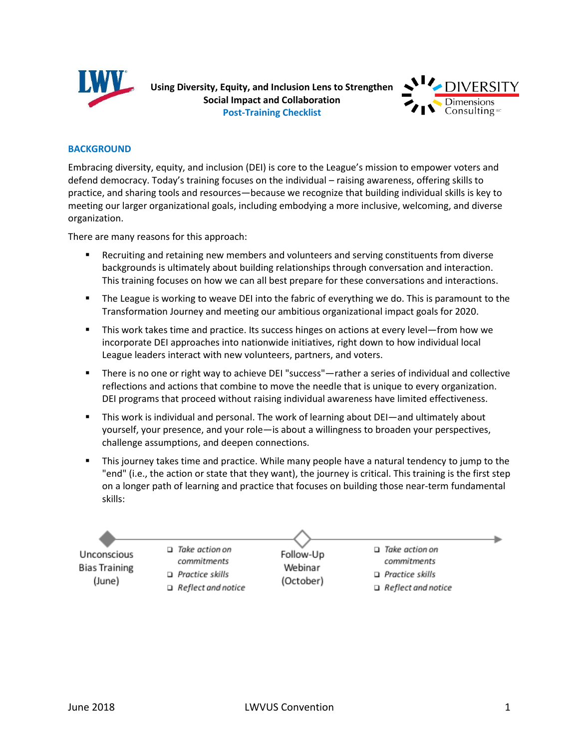# Using Diversity, Equity, and Inclusion Lens to Strengthen Social Impact and Collaboration

## Post-Training Checklist

### BACKGROUND

Embracing diversity, equity, and inclusion (DEI) is core to the League's mission to empower voters and defend democracy. Today's training focuses on the individual – raising awareness, offering skills to practice, and sharing tools and resources—because we recognize that building individual skills is key to meeting our larger organizational goals, including embodying a more inclusive, welcoming, and diverse organization.

There are many reasons for this approach:

- Recruiting and retaining new members and volunteers and serving constituents from diverse backgrounds is ultimately about building relationships through conversation and interaction. This training focuses on how we can all best prepare for these conversations and interactions.
- The League is working to weave DEI into the fabric of everything we do. This is paramount to the Transformation Journey and meeting our ambitious organizational impact goals for 2020.
- This work takes time and practice. Its success hinges on actions at every level—from how we incorporate DEI approaches into nationwide initiatives, right down to how individual local League leaders interact with new volunteers, partners, and voters.
- There is no one or right way to achieve DEI "success"—rather a series of individual and collective reflections and actions that combine to move the needle that is unique to every organization. DEI programs that proceed without raising individual awareness have limited effectiveness.
- This work is individual and personal. The work of learning about DEI—and ultimately about yourself, your presence, and your role—is about a willingness to broaden your perspectives, challenge assumptions, and deepen connections.
- This journey takes time and practice. While many people have a natural tendency to jump to the "end" (i.e., the action or state that they want), the journey is critical. This training is the first step on a longer path of learning and practice that focuses on building those near-term fundamental skills:

Unconscious Bias Training (June)
- [ ] *Take action on commitments*
- [ ] *Practice skills*
- [ ] *Reflect and notice*

Follow-Up Webinar (October)
- [ ] *Take action on commitments*
- [ ] *Practice skills*
- [ ] *Reflect and notice*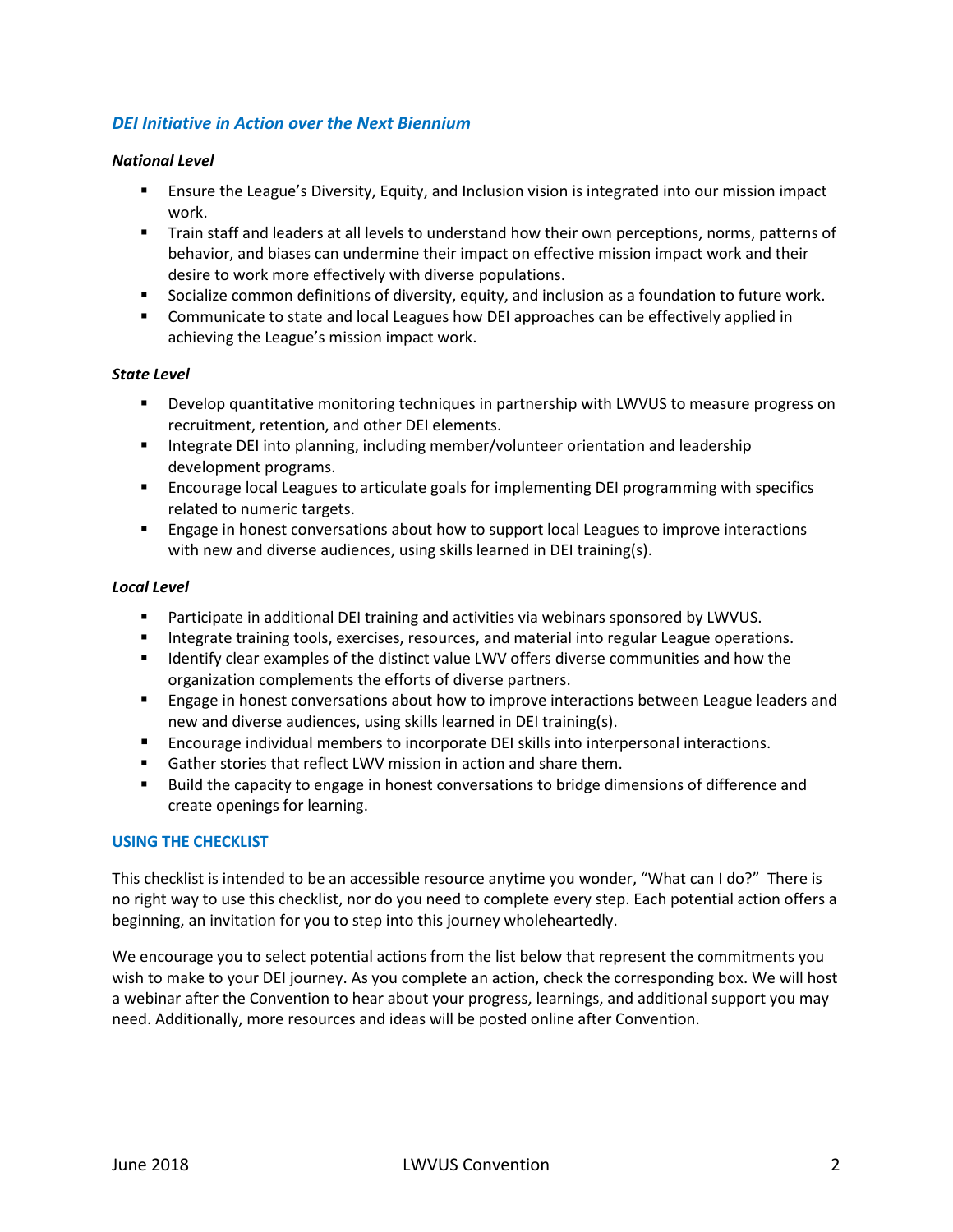## *DEI Initiative in Action over the Next Biennium*

### *National Level*

- Ensure the League's Diversity, Equity, and Inclusion vision is integrated into our mission impact work.
- Train staff and leaders at all levels to understand how their own perceptions, norms, patterns of behavior, and biases can undermine their impact on effective mission impact work and their desire to work more effectively with diverse populations.
- Socialize common definitions of diversity, equity, and inclusion as a foundation to future work.
- Communicate to state and local Leagues how DEI approaches can be effectively applied in achieving the League's mission impact work.

### *State Level*

- Develop quantitative monitoring techniques in partnership with LWVUS to measure progress on recruitment, retention, and other DEI elements.
- Integrate DEI into planning, including member/volunteer orientation and leadership development programs.
- Encourage local Leagues to articulate goals for implementing DEI programming with specifics related to numeric targets.
- Engage in honest conversations about how to support local Leagues to improve interactions with new and diverse audiences, using skills learned in DEI training(s).

### *Local Level*

- Participate in additional DEI training and activities via webinars sponsored by LWVUS.
- Integrate training tools, exercises, resources, and material into regular League operations.
- Identify clear examples of the distinct value LWV offers diverse communities and how the organization complements the efforts of diverse partners.
- Engage in honest conversations about how to improve interactions between League leaders and new and diverse audiences, using skills learned in DEI training(s).
- Encourage individual members to incorporate DEI skills into interpersonal interactions.
- Gather stories that reflect LWV mission in action and share them.
- Build the capacity to engage in honest conversations to bridge dimensions of difference and create openings for learning.

## USING THE CHECKLIST

This checklist is intended to be an accessible resource anytime you wonder, "What can I do?" There is no right way to use this checklist, nor do you need to complete every step. Each potential action offers a beginning, an invitation for you to step into this journey wholeheartedly.

We encourage you to select potential actions from the list below that represent the commitments you wish to make to your DEI journey. As you complete an action, check the corresponding box. We will host a webinar after the Convention to hear about your progress, learnings, and additional support you may need. Additionally, more resources and ideas will be posted online after Convention.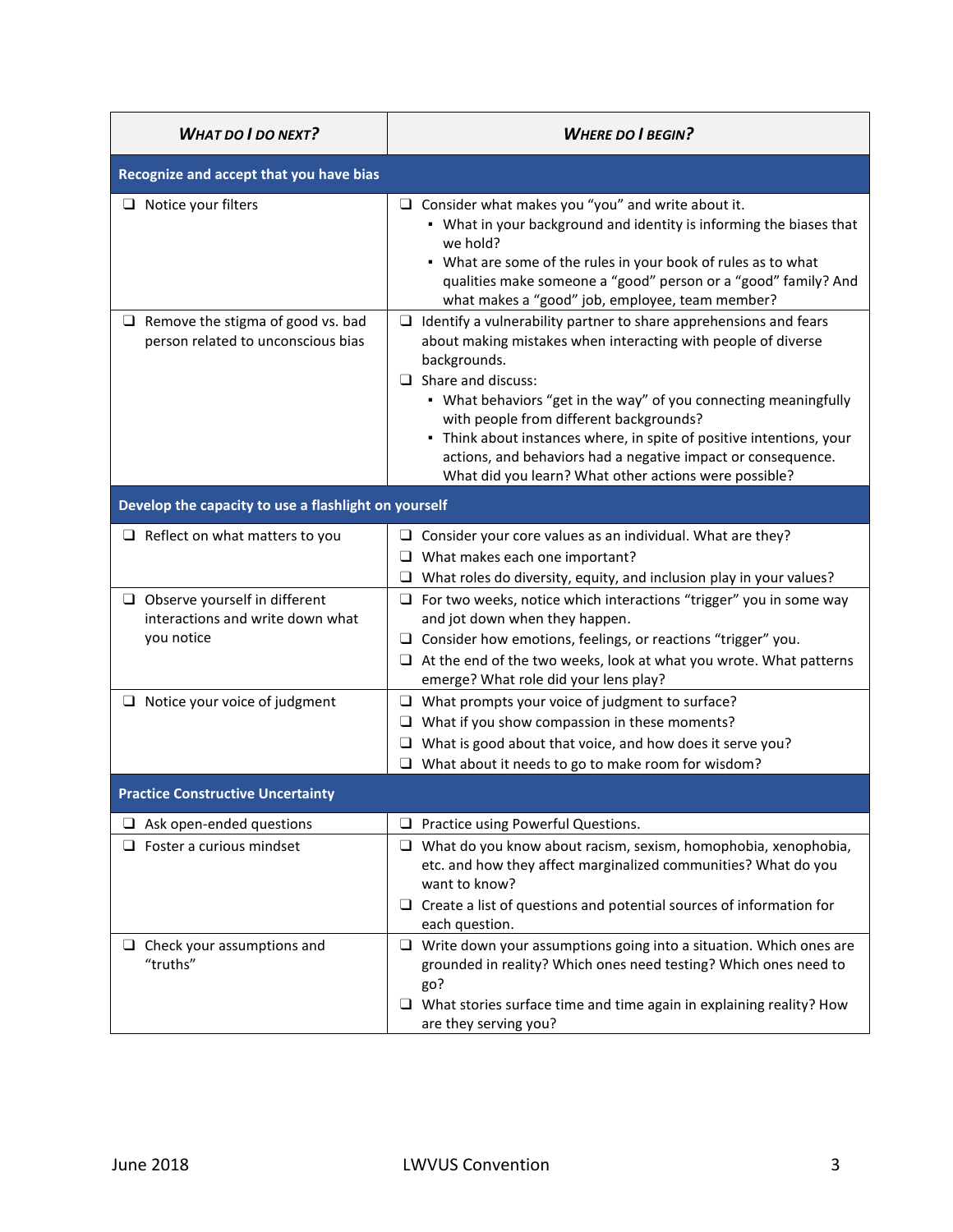| What do I do next? | Where do I begin? |
|---|---|
| **Recognize and accept that you have bias** | |
| ❑ Notice your filters | ❑ Consider what makes you "you" and write about it.<br>▪ What in your background and identity is informing the biases that we hold?<br>▪ What are some of the rules in your book of rules as to what qualities make someone a "good" person or a "good" family? And what makes a "good" job, employee, team member? |
| ❑ Remove the stigma of good vs. bad person related to unconscious bias | ❑ Identify a vulnerability partner to share apprehensions and fears about making mistakes when interacting with people of diverse backgrounds.<br>❑ Share and discuss:<br>▪ What behaviors "get in the way" of you connecting meaningfully with people from different backgrounds?<br>▪ Think about instances where, in spite of positive intentions, your actions, and behaviors had a negative impact or consequence. What did you learn? What other actions were possible? |
| **Develop the capacity to use a flashlight on yourself** | |
| ❑ Reflect on what matters to you | ❑ Consider your core values as an individual. What are they?<br>❑ What makes each one important?<br>❑ What roles do diversity, equity, and inclusion play in your values? |
| ❑ Observe yourself in different interactions and write down what you notice | ❑ For two weeks, notice which interactions "trigger" you in some way and jot down when they happen.<br>❑ Consider how emotions, feelings, or reactions "trigger" you.<br>❑ At the end of the two weeks, look at what you wrote. What patterns emerge? What role did your lens play? |
| ❑ Notice your voice of judgment | ❑ What prompts your voice of judgment to surface?<br>❑ What if you show compassion in these moments?<br>❑ What is good about that voice, and how does it serve you?<br>❑ What about it needs to go to make room for wisdom? |
| **Practice Constructive Uncertainty** | |
| ❑ Ask open-ended questions | ❑ Practice using Powerful Questions. |
| ❑ Foster a curious mindset | ❑ What do you know about racism, sexism, homophobia, xenophobia, etc. and how they affect marginalized communities? What do you want to know?<br>❑ Create a list of questions and potential sources of information for each question. |
| ❑ Check your assumptions and "truths" | ❑ Write down your assumptions going into a situation. Which ones are grounded in reality? Which ones need testing? Which ones need to go?<br>❑ What stories surface time and time again in explaining reality? How are they serving you? |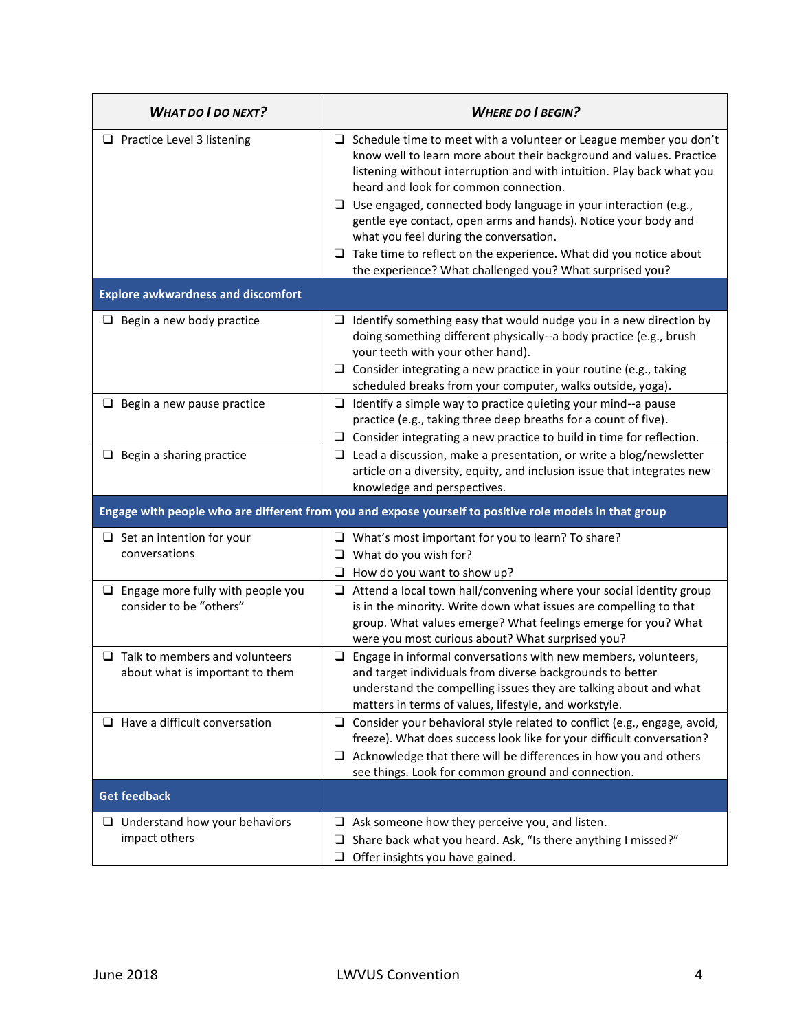| *What do I do next?* | *Where do I begin?* |
|---|---|
| ❑ Practice Level 3 listening | ❑ Schedule time to meet with a volunteer or League member you don't know well to learn more about their background and values. Practice listening without interruption and with intuition. Play back what you heard and look for common connection.<br>❑ Use engaged, connected body language in your interaction (e.g., gentle eye contact, open arms and hands). Notice your body and what you feel during the conversation.<br>❑ Take time to reflect on the experience. What did you notice about the experience? What challenged you? What surprised you? |
| **Explore awkwardness and discomfort** | |
| ❑ Begin a new body practice | ❑ Identify something easy that would nudge you in a new direction by doing something different physically--a body practice (e.g., brush your teeth with your other hand).<br>❑ Consider integrating a new practice in your routine (e.g., taking scheduled breaks from your computer, walks outside, yoga). |
| ❑ Begin a new pause practice | ❑ Identify a simple way to practice quieting your mind--a pause practice (e.g., taking three deep breaths for a count of five).<br>❑ Consider integrating a new practice to build in time for reflection. |
| ❑ Begin a sharing practice | ❑ Lead a discussion, make a presentation, or write a blog/newsletter article on a diversity, equity, and inclusion issue that integrates new knowledge and perspectives. |
| **Engage with people who are different from you and expose yourself to positive role models in that group** | |
| ❑ Set an intention for your conversations | ❑ What's most important for you to learn? To share?<br>❑ What do you wish for?<br>❑ How do you want to show up? |
| ❑ Engage more fully with people you consider to be "others" | ❑ Attend a local town hall/convening where your social identity group is in the minority. Write down what issues are compelling to that group. What values emerge? What feelings emerge for you? What were you most curious about? What surprised you? |
| ❑ Talk to members and volunteers about what is important to them | ❑ Engage in informal conversations with new members, volunteers, and target individuals from diverse backgrounds to better understand the compelling issues they are talking about and what matters in terms of values, lifestyle, and workstyle. |
| ❑ Have a difficult conversation | ❑ Consider your behavioral style related to conflict (e.g., engage, avoid, freeze). What does success look like for your difficult conversation?<br>❑ Acknowledge that there will be differences in how you and others see things. Look for common ground and connection. |
| **Get feedback** | |
| ❑ Understand how your behaviors impact others | ❑ Ask someone how they perceive you, and listen.<br>❑ Share back what you heard. Ask, "Is there anything I missed?"<br>❑ Offer insights you have gained. |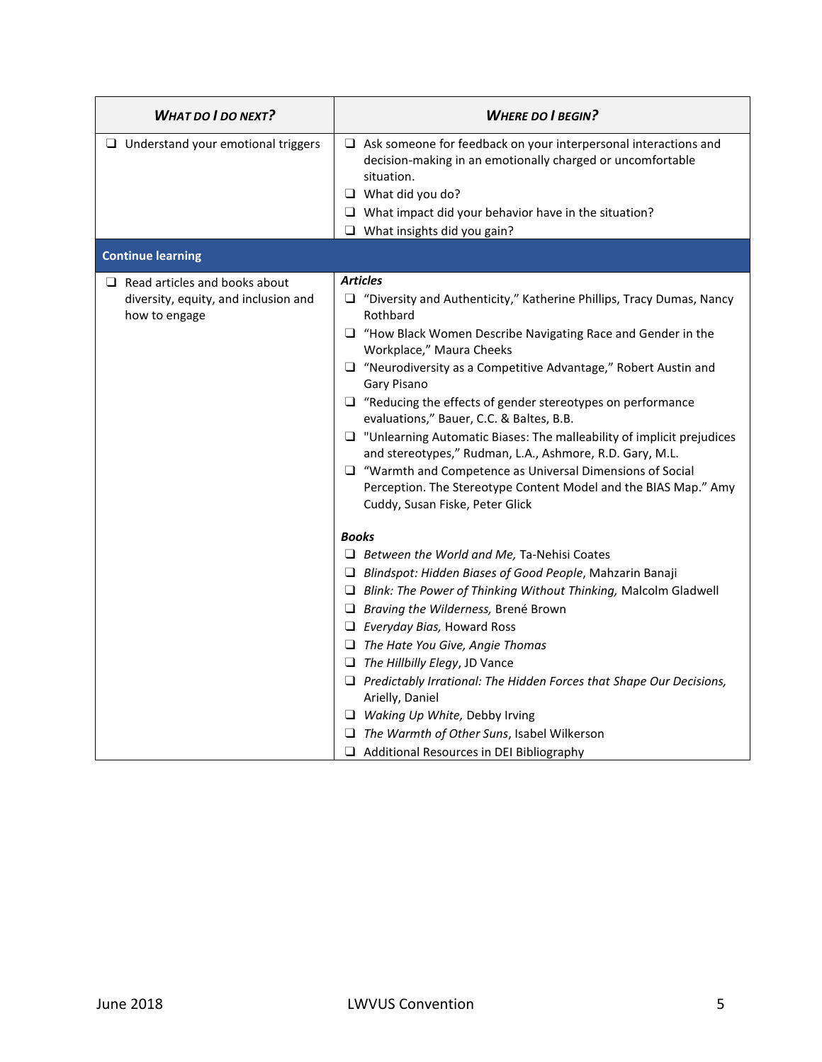| ***What do I do next?*** | ***Where do I begin?*** |
|---|---|
| ❑ Understand your emotional triggers | ❑ Ask someone for feedback on your interpersonal interactions and decision-making in an emotionally charged or uncomfortable situation.<br>❑ What did you do?<br>❑ What impact did your behavior have in the situation?<br>❑ What insights did you gain? |
| **Continue learning** | |
| ❑ Read articles and books about diversity, equity, and inclusion and how to engage | ***Articles***<br>❑ "Diversity and Authenticity," Katherine Phillips, Tracy Dumas, Nancy Rothbard<br>❑ "How Black Women Describe Navigating Race and Gender in the Workplace," Maura Cheeks<br>❑ "Neurodiversity as a Competitive Advantage," Robert Austin and Gary Pisano<br>❑ "Reducing the effects of gender stereotypes on performance evaluations," Bauer, C.C. & Baltes, B.B.<br>❑ "Unlearning Automatic Biases: The malleability of implicit prejudices and stereotypes," Rudman, L.A., Ashmore, R.D. Gary, M.L.<br>❑ "Warmth and Competence as Universal Dimensions of Social Perception. The Stereotype Content Model and the BIAS Map." Amy Cuddy, Susan Fiske, Peter Glick<br><br>***Books***<br>❑ *Between the World and Me,* Ta-Nehisi Coates<br>❑ *Blindspot: Hidden Biases of Good People*, Mahzarin Banaji<br>❑ *Blink: The Power of Thinking Without Thinking,* Malcolm Gladwell<br>❑ *Braving the Wilderness,* Brené Brown<br>❑ *Everyday Bias,* Howard Ross<br>❑ *The Hate You Give, Angie Thomas*<br>❑ *The Hillbilly Elegy*, JD Vance<br>❑ *Predictably Irrational: The Hidden Forces that Shape Our Decisions,* Arielly, Daniel<br>❑ *Waking Up White,* Debby Irving<br>❑ *The Warmth of Other Suns*, Isabel Wilkerson<br>❑ Additional Resources in DEI Bibliography |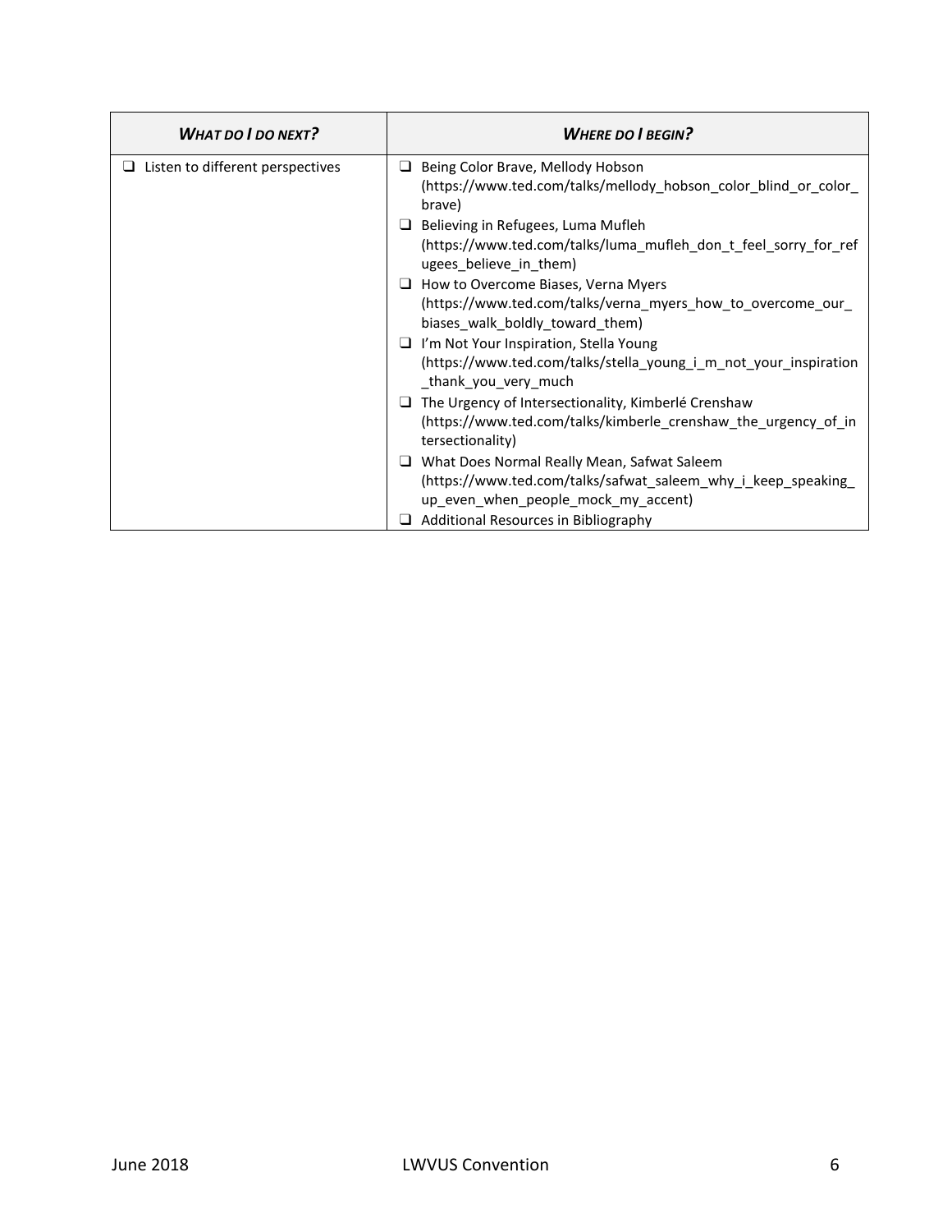| ***What do I do next?*** | ***Where do I begin?*** |
| --- | --- |
| ❑ Listen to different perspectives | ❑ Being Color Brave, Mellody Hobson (https://www.ted.com/talks/mellody_hobson_color_blind_or_color_brave)<br>❑ Believing in Refugees, Luma Mufleh (https://www.ted.com/talks/luma_mufleh_don_t_feel_sorry_for_refugees_believe_in_them)<br>❑ How to Overcome Biases, Verna Myers (https://www.ted.com/talks/verna_myers_how_to_overcome_our_biases_walk_boldly_toward_them)<br>❑ I'm Not Your Inspiration, Stella Young (https://www.ted.com/talks/stella_young_i_m_not_your_inspiration_thank_you_very_much<br>❑ The Urgency of Intersectionality, Kimberlé Crenshaw (https://www.ted.com/talks/kimberle_crenshaw_the_urgency_of_intersectionality)<br>❑ What Does Normal Really Mean, Safwat Saleem (https://www.ted.com/talks/safwat_saleem_why_i_keep_speaking_up_even_when_people_mock_my_accent)<br>❑ Additional Resources in Bibliography |